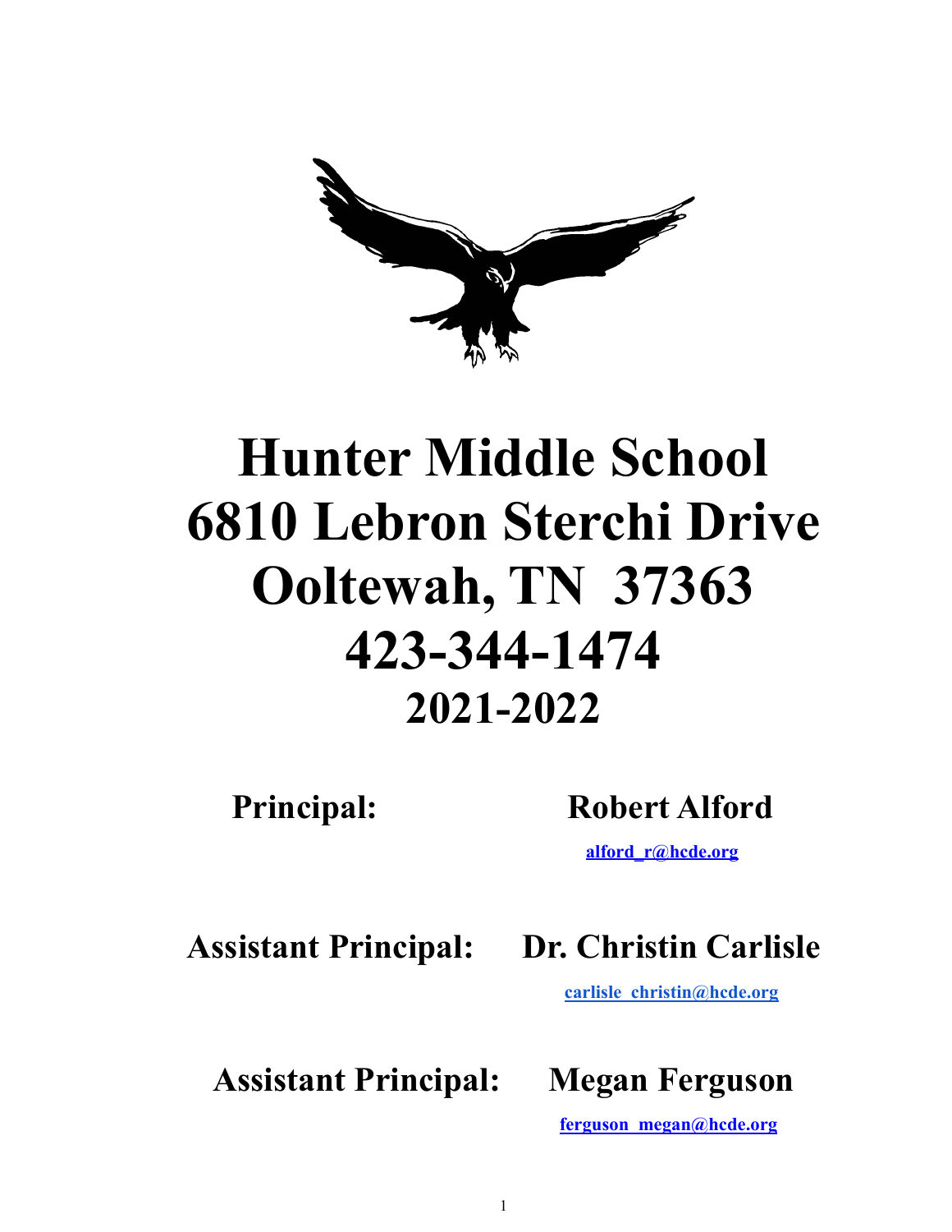# Hunter Middle School
# 6810 Lebron Sterchi Drive
# Ooltewah, TN 37363
# 423-344-1474
## 2021-2022

**Principal:** **Robert Alford**

alford_r@hcde.org

**Assistant Principal:** **Dr. Christin Carlisle**

carlisle_christin@hcde.org

**Assistant Principal:** **Megan Ferguson**

ferguson_megan@hcde.org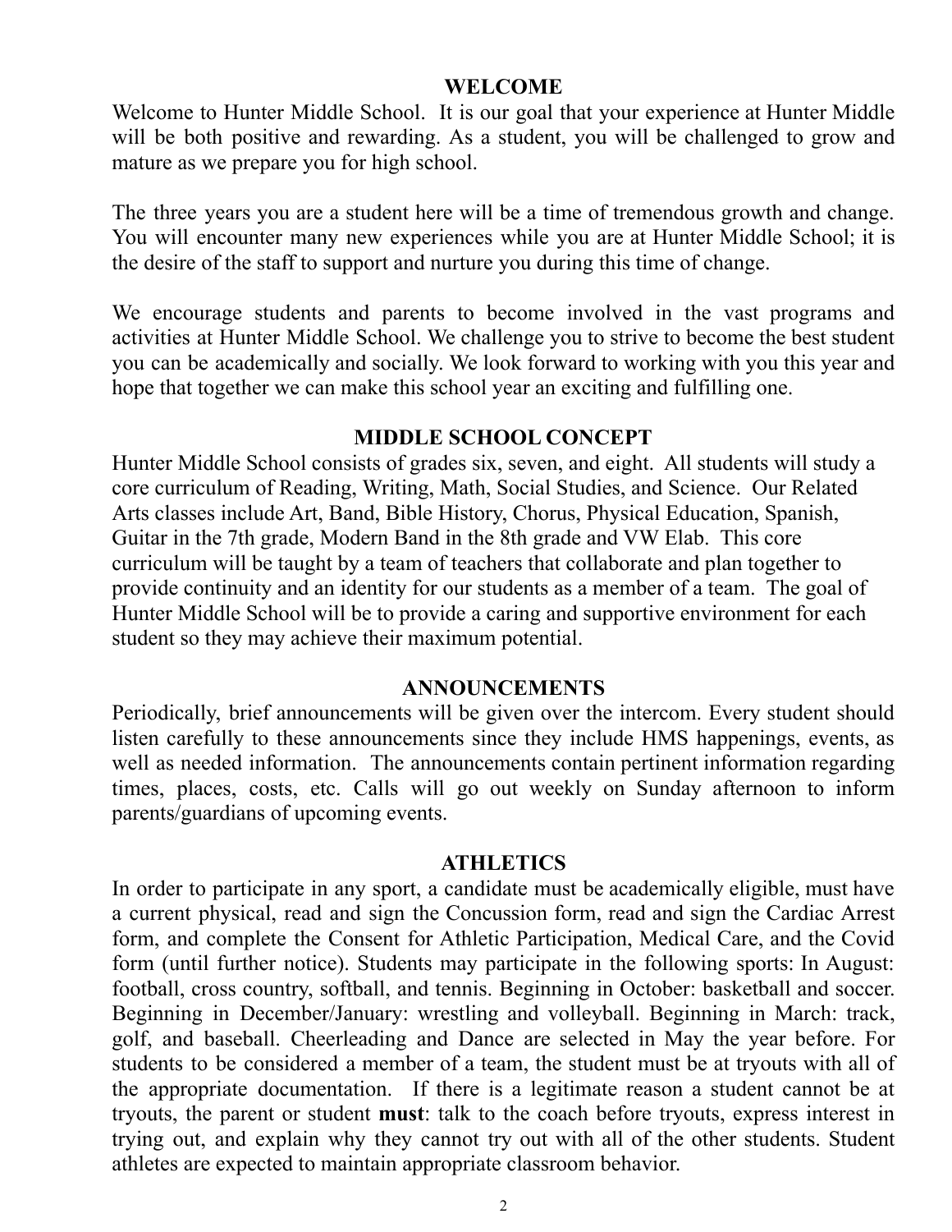## WELCOME

Welcome to Hunter Middle School. It is our goal that your experience at Hunter Middle will be both positive and rewarding. As a student, you will be challenged to grow and mature as we prepare you for high school.

The three years you are a student here will be a time of tremendous growth and change. You will encounter many new experiences while you are at Hunter Middle School; it is the desire of the staff to support and nurture you during this time of change.

We encourage students and parents to become involved in the vast programs and activities at Hunter Middle School. We challenge you to strive to become the best student you can be academically and socially. We look forward to working with you this year and hope that together we can make this school year an exciting and fulfilling one.

## MIDDLE SCHOOL CONCEPT

Hunter Middle School consists of grades six, seven, and eight. All students will study a core curriculum of Reading, Writing, Math, Social Studies, and Science. Our Related Arts classes include Art, Band, Bible History, Chorus, Physical Education, Spanish, Guitar in the 7th grade, Modern Band in the 8th grade and VW Elab. This core curriculum will be taught by a team of teachers that collaborate and plan together to provide continuity and an identity for our students as a member of a team. The goal of Hunter Middle School will be to provide a caring and supportive environment for each student so they may achieve their maximum potential.

## ANNOUNCEMENTS

Periodically, brief announcements will be given over the intercom. Every student should listen carefully to these announcements since they include HMS happenings, events, as well as needed information. The announcements contain pertinent information regarding times, places, costs, etc. Calls will go out weekly on Sunday afternoon to inform parents/guardians of upcoming events.

## ATHLETICS

In order to participate in any sport, a candidate must be academically eligible, must have a current physical, read and sign the Concussion form, read and sign the Cardiac Arrest form, and complete the Consent for Athletic Participation, Medical Care, and the Covid form (until further notice). Students may participate in the following sports: In August: football, cross country, softball, and tennis. Beginning in October: basketball and soccer. Beginning in December/January: wrestling and volleyball. Beginning in March: track, golf, and baseball. Cheerleading and Dance are selected in May the year before. For students to be considered a member of a team, the student must be at tryouts with all of the appropriate documentation. If there is a legitimate reason a student cannot be at tryouts, the parent or student **must**: talk to the coach before tryouts, express interest in trying out, and explain why they cannot try out with all of the other students. Student athletes are expected to maintain appropriate classroom behavior.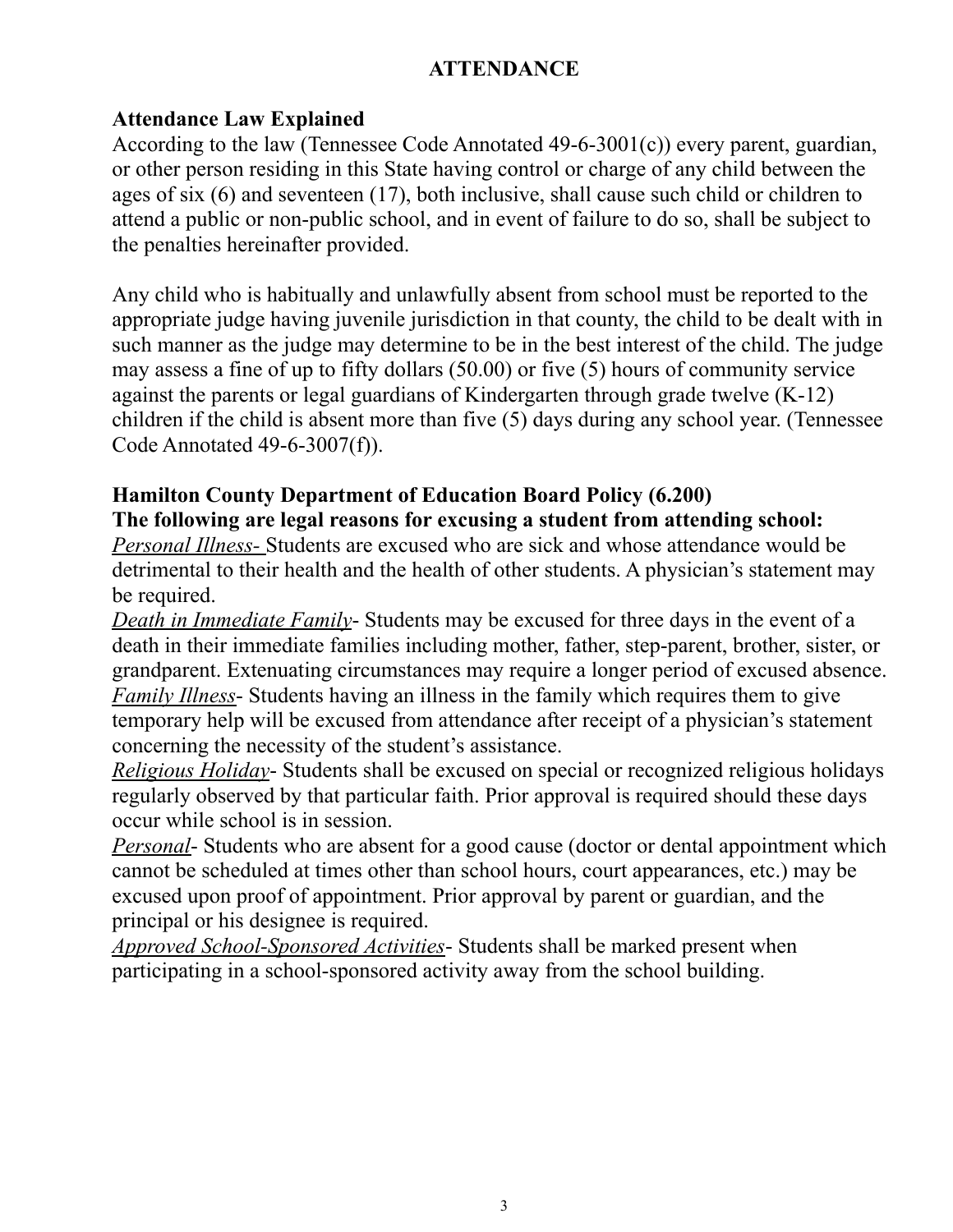# ATTENDANCE

## Attendance Law Explained

According to the law (Tennessee Code Annotated 49-6-3001(c)) every parent, guardian, or other person residing in this State having control or charge of any child between the ages of six (6) and seventeen (17), both inclusive, shall cause such child or children to attend a public or non-public school, and in event of failure to do so, shall be subject to the penalties hereinafter provided.

Any child who is habitually and unlawfully absent from school must be reported to the appropriate judge having juvenile jurisdiction in that county, the child to be dealt with in such manner as the judge may determine to be in the best interest of the child. The judge may assess a fine of up to fifty dollars (50.00) or five (5) hours of community service against the parents or legal guardians of Kindergarten through grade twelve (K-12) children if the child is absent more than five (5) days during any school year. (Tennessee Code Annotated 49-6-3007(f)).

## Hamilton County Department of Education Board Policy (6.200)

**The following are legal reasons for excusing a student from attending school:**

*Personal Illness-* Students are excused who are sick and whose attendance would be detrimental to their health and the health of other students. A physician's statement may be required.

*Death in Immediate Family*- Students may be excused for three days in the event of a death in their immediate families including mother, father, step-parent, brother, sister, or grandparent. Extenuating circumstances may require a longer period of excused absence.

*Family Illness*- Students having an illness in the family which requires them to give temporary help will be excused from attendance after receipt of a physician's statement concerning the necessity of the student's assistance.

*Religious Holiday*- Students shall be excused on special or recognized religious holidays regularly observed by that particular faith. Prior approval is required should these days occur while school is in session.

*Personal*- Students who are absent for a good cause (doctor or dental appointment which cannot be scheduled at times other than school hours, court appearances, etc.) may be excused upon proof of appointment. Prior approval by parent or guardian, and the principal or his designee is required.

*Approved School-Sponsored Activities*- Students shall be marked present when participating in a school-sponsored activity away from the school building.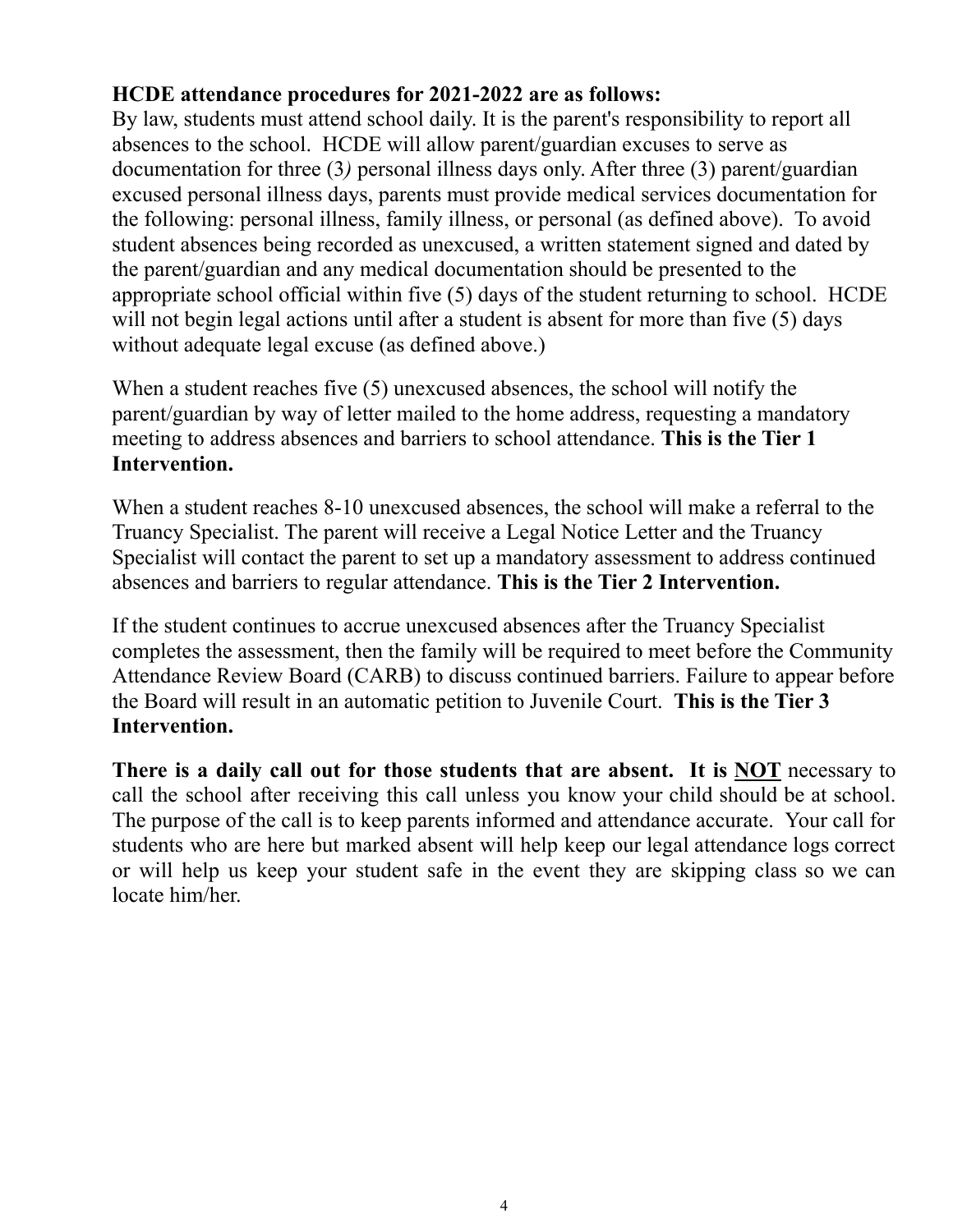**HCDE attendance procedures for 2021-2022 are as follows:**
By law, students must attend school daily. It is the parent's responsibility to report all absences to the school. HCDE will allow parent/guardian excuses to serve as documentation for three (3*)* personal illness days only. After three (3) parent/guardian excused personal illness days, parents must provide medical services documentation for the following: personal illness, family illness, or personal (as defined above). To avoid student absences being recorded as unexcused, a written statement signed and dated by the parent/guardian and any medical documentation should be presented to the appropriate school official within five (5) days of the student returning to school. HCDE will not begin legal actions until after a student is absent for more than five (5) days without adequate legal excuse (as defined above.)

When a student reaches five (5) unexcused absences, the school will notify the parent/guardian by way of letter mailed to the home address, requesting a mandatory meeting to address absences and barriers to school attendance. **This is the Tier 1 Intervention.**

When a student reaches 8-10 unexcused absences, the school will make a referral to the Truancy Specialist. The parent will receive a Legal Notice Letter and the Truancy Specialist will contact the parent to set up a mandatory assessment to address continued absences and barriers to regular attendance. **This is the Tier 2 Intervention.**

If the student continues to accrue unexcused absences after the Truancy Specialist completes the assessment, then the family will be required to meet before the Community Attendance Review Board (CARB) to discuss continued barriers. Failure to appear before the Board will result in an automatic petition to Juvenile Court. **This is the Tier 3 Intervention.**

**There is a daily call out for those students that are absent. It is <u>NOT</u>** necessary to call the school after receiving this call unless you know your child should be at school. The purpose of the call is to keep parents informed and attendance accurate. Your call for students who are here but marked absent will help keep our legal attendance logs correct or will help us keep your student safe in the event they are skipping class so we can locate him/her.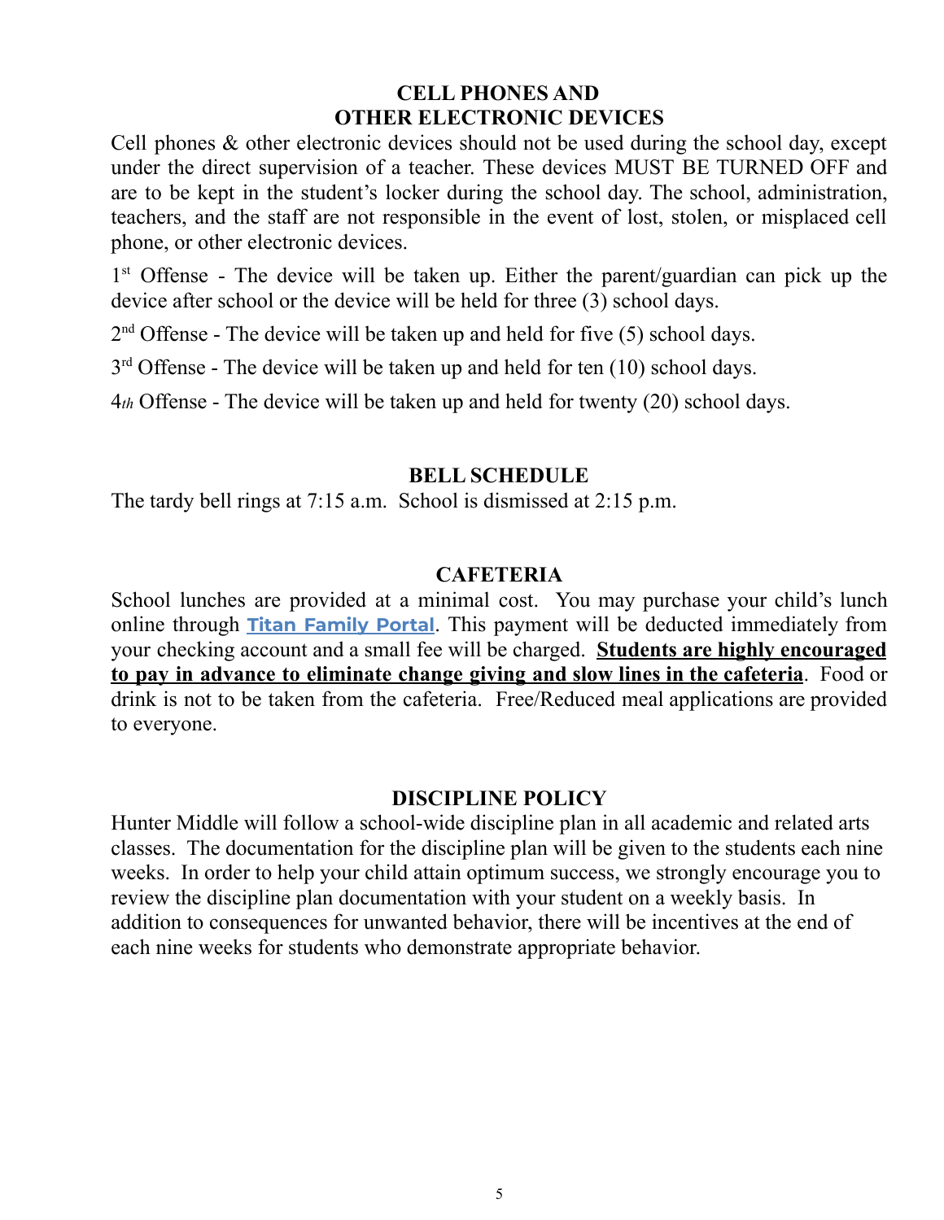## CELL PHONES AND OTHER ELECTRONIC DEVICES

Cell phones & other electronic devices should not be used during the school day, except under the direct supervision of a teacher. These devices MUST BE TURNED OFF and are to be kept in the student's locker during the school day. The school, administration, teachers, and the staff are not responsible in the event of lost, stolen, or misplaced cell phone, or other electronic devices.

1st Offense - The device will be taken up. Either the parent/guardian can pick up the device after school or the device will be held for three (3) school days.

2nd Offense - The device will be taken up and held for five (5) school days.

3rd Offense - The device will be taken up and held for ten (10) school days.

4th Offense - The device will be taken up and held for twenty (20) school days.

## BELL SCHEDULE

The tardy bell rings at 7:15 a.m. School is dismissed at 2:15 p.m.

## CAFETERIA

School lunches are provided at a minimal cost. You may purchase your child's lunch online through **Titan Family Portal**. This payment will be deducted immediately from your checking account and a small fee will be charged. **Students are highly encouraged to pay in advance to eliminate change giving and slow lines in the cafeteria**. Food or drink is not to be taken from the cafeteria. Free/Reduced meal applications are provided to everyone.

## DISCIPLINE POLICY

Hunter Middle will follow a school-wide discipline plan in all academic and related arts classes. The documentation for the discipline plan will be given to the students each nine weeks. In order to help your child attain optimum success, we strongly encourage you to review the discipline plan documentation with your student on a weekly basis. In addition to consequences for unwanted behavior, there will be incentives at the end of each nine weeks for students who demonstrate appropriate behavior.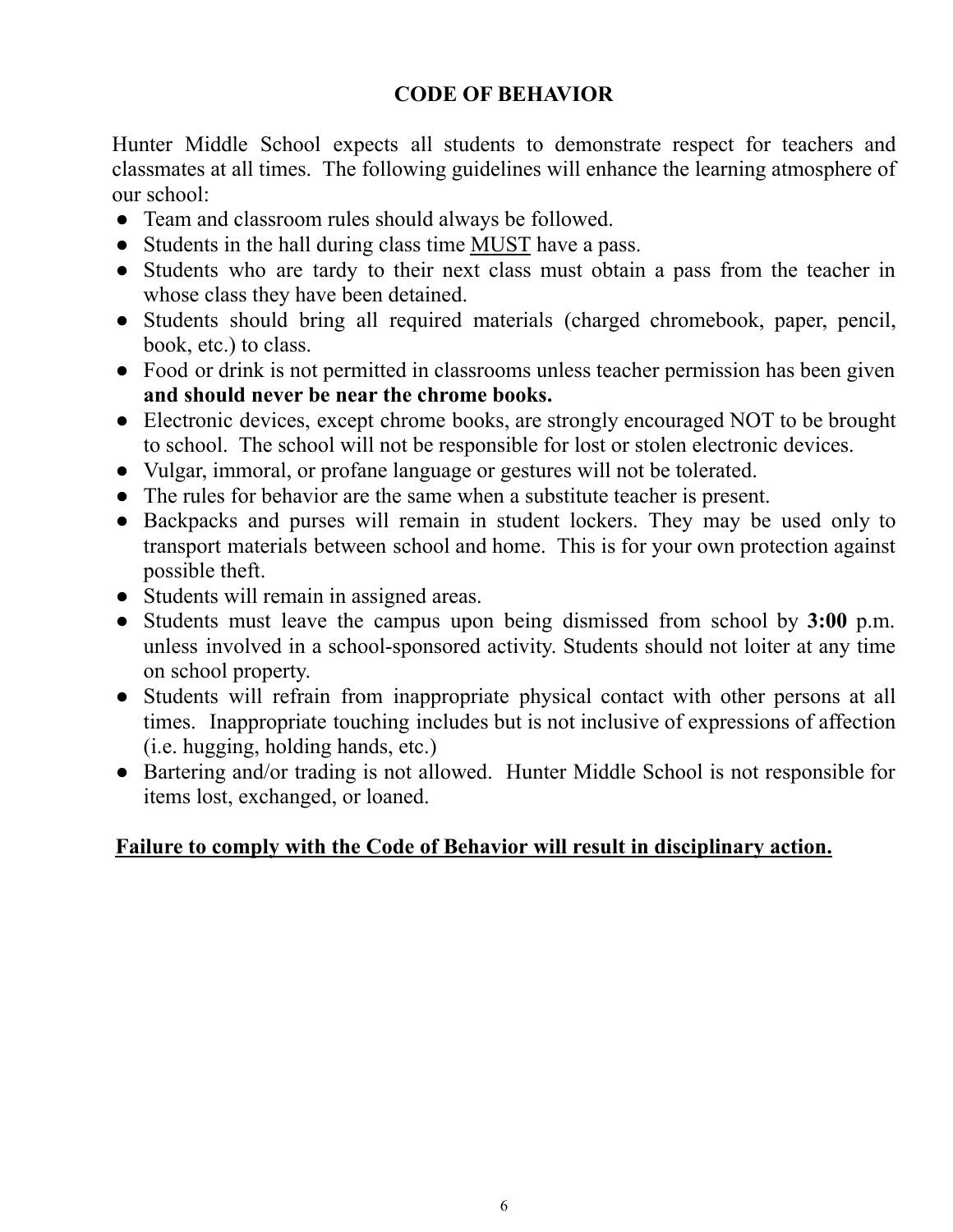# CODE OF BEHAVIOR

Hunter Middle School expects all students to demonstrate respect for teachers and classmates at all times. The following guidelines will enhance the learning atmosphere of our school:

- Team and classroom rules should always be followed.
- Students in the hall during class time <u>MUST</u> have a pass.
- Students who are tardy to their next class must obtain a pass from the teacher in whose class they have been detained.
- Students should bring all required materials (charged chromebook, paper, pencil, book, etc.) to class.
- Food or drink is not permitted in classrooms unless teacher permission has been given **and should never be near the chrome books.**
- Electronic devices, except chrome books, are strongly encouraged NOT to be brought to school. The school will not be responsible for lost or stolen electronic devices.
- Vulgar, immoral, or profane language or gestures will not be tolerated.
- The rules for behavior are the same when a substitute teacher is present.
- Backpacks and purses will remain in student lockers. They may be used only to transport materials between school and home. This is for your own protection against possible theft.
- Students will remain in assigned areas.
- Students must leave the campus upon being dismissed from school by **3:00** p.m. unless involved in a school-sponsored activity. Students should not loiter at any time on school property.
- Students will refrain from inappropriate physical contact with other persons at all times. Inappropriate touching includes but is not inclusive of expressions of affection (i.e. hugging, holding hands, etc.)
- Bartering and/or trading is not allowed. Hunter Middle School is not responsible for items lost, exchanged, or loaned.

<u>**Failure to comply with the Code of Behavior will result in disciplinary action.**</u>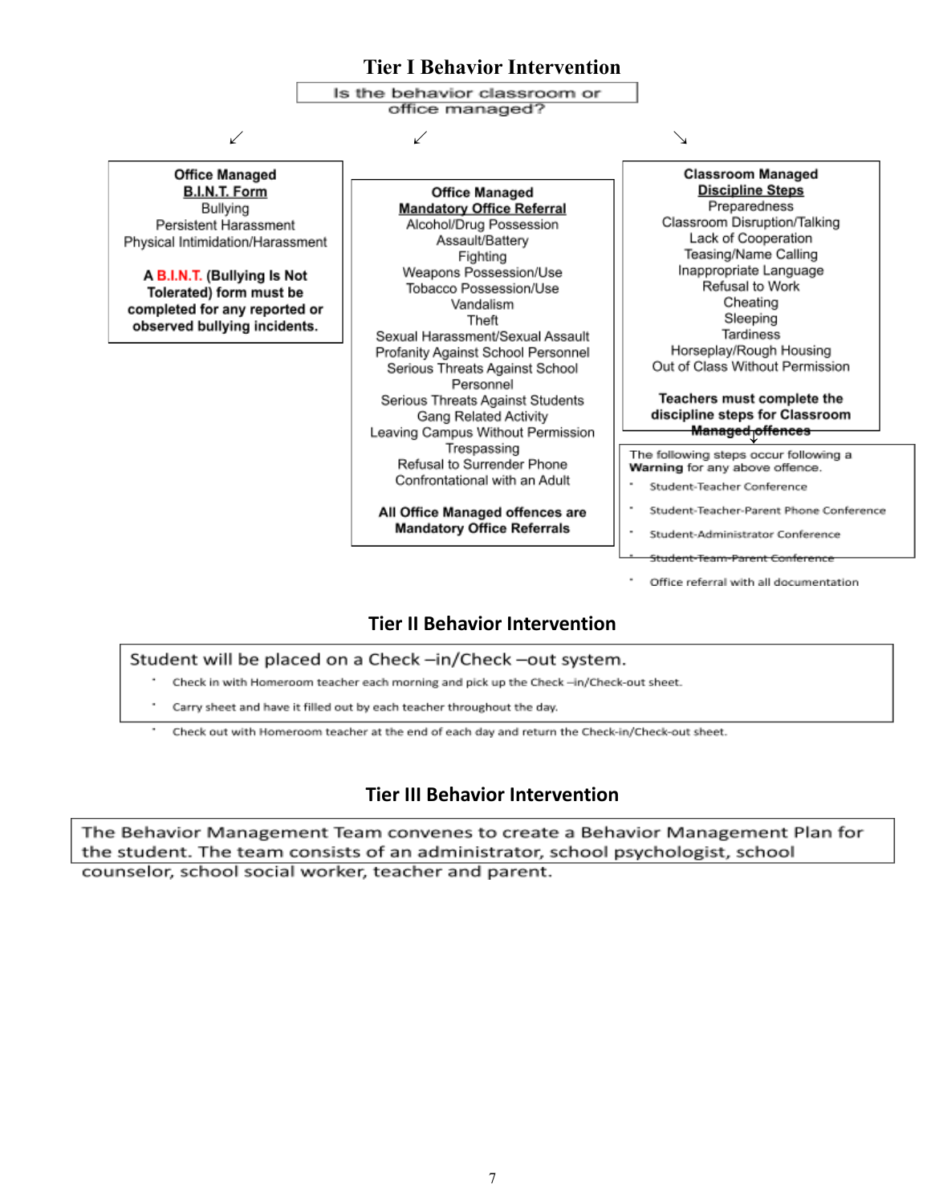## Tier I Behavior Intervention

Is the behavior classroom or office managed?

**Office Managed**
**B.I.N.T. Form**

Bullying
Persistent Harassment
Physical Intimidation/Harassment

**A B.I.N.T. (Bullying Is Not Tolerated) form must be completed for any reported or observed bullying incidents.**

**Office Managed**
**Mandatory Office Referral**

Alcohol/Drug Possession
Assault/Battery
Fighting
Weapons Possession/Use
Tobacco Possession/Use
Vandalism
Theft
Sexual Harassment/Sexual Assault
Profanity Against School Personnel
Serious Threats Against School Personnel
Serious Threats Against Students
Gang Related Activity
Leaving Campus Without Permission
Trespassing
Refusal to Surrender Phone
Confrontational with an Adult

**All Office Managed offences are Mandatory Office Referrals**

**Classroom Managed**
**Discipline Steps**

Preparedness
Classroom Disruption/Talking
Lack of Cooperation
Teasing/Name Calling
Inappropriate Language
Refusal to Work
Cheating
Sleeping
Tardiness
Horseplay/Rough Housing
Out of Class Without Permission

**Teachers must complete the discipline steps for Classroom Managed offences**

The following steps occur following a **Warning** for any above offence.

- Student-Teacher Conference
- Student-Teacher-Parent Phone Conference
- Student-Administrator Conference
- Student-Team-Parent Conference
- Office referral with all documentation

## Tier II Behavior Intervention

Student will be placed on a Check –in/Check –out system.

- Check in with Homeroom teacher each morning and pick up the Check –in/Check-out sheet.
- Carry sheet and have it filled out by each teacher throughout the day.
- Check out with Homeroom teacher at the end of each day and return the Check-in/Check-out sheet.

## Tier III Behavior Intervention

The Behavior Management Team convenes to create a Behavior Management Plan for the student. The team consists of an administrator, school psychologist, school counselor, school social worker, teacher and parent.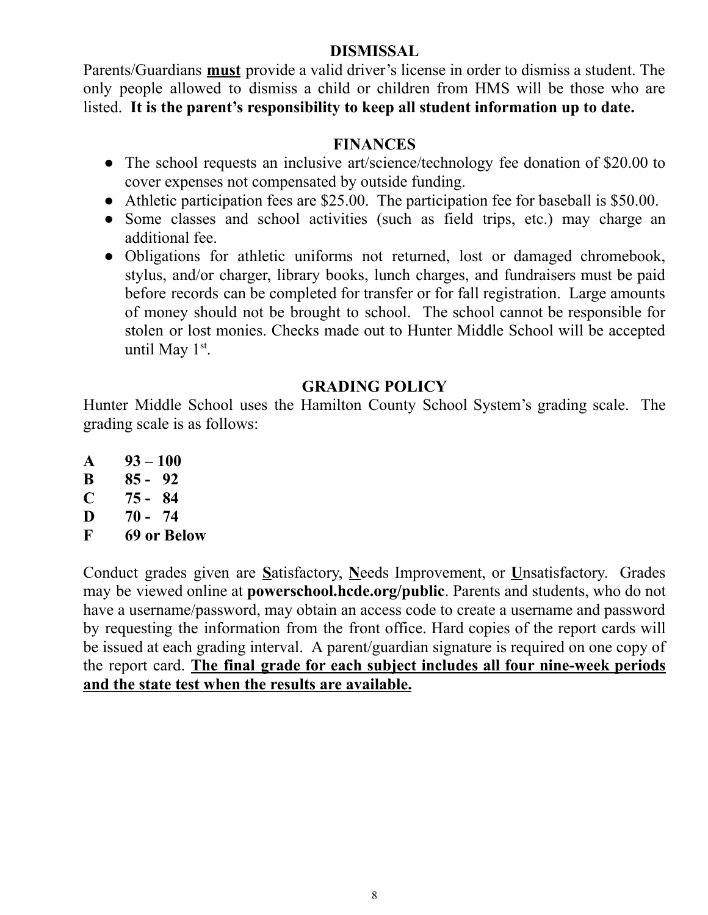## DISMISSAL

Parents/Guardians **must** provide a valid driver's license in order to dismiss a student. The only people allowed to dismiss a child or children from HMS will be those who are listed. **It is the parent's responsibility to keep all student information up to date.**

## FINANCES

- The school requests an inclusive art/science/technology fee donation of $20.00 to cover expenses not compensated by outside funding.
- Athletic participation fees are $25.00. The participation fee for baseball is $50.00.
- Some classes and school activities (such as field trips, etc.) may charge an additional fee.
- Obligations for athletic uniforms not returned, lost or damaged chromebook, stylus, and/or charger, library books, lunch charges, and fundraisers must be paid before records can be completed for transfer or for fall registration. Large amounts of money should not be brought to school. The school cannot be responsible for stolen or lost monies. Checks made out to Hunter Middle School will be accepted until May 1st.

## GRADING POLICY

Hunter Middle School uses the Hamilton County School System's grading scale. The grading scale is as follows:

**A 93 – 100**
**B 85 - 92**
**C 75 - 84**
**D 70 - 74**
**F 69 or Below**

Conduct grades given are **S**atisfactory, **N**eeds Improvement, or **U**nsatisfactory. Grades may be viewed online at **powerschool.hcde.org/public**. Parents and students, who do not have a username/password, may obtain an access code to create a username and password by requesting the information from the front office. Hard copies of the report cards will be issued at each grading interval. A parent/guardian signature is required on one copy of the report card. **The final grade for each subject includes all four nine-week periods and the state test when the results are available.**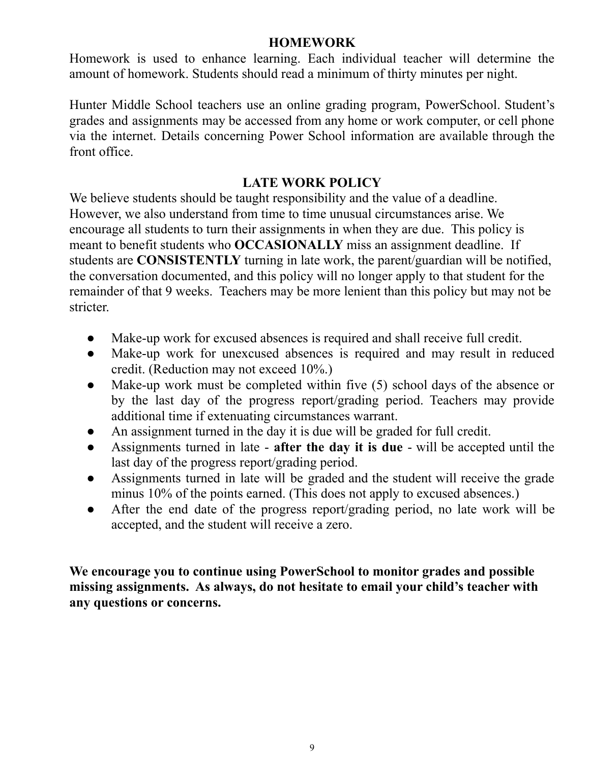## HOMEWORK

Homework is used to enhance learning. Each individual teacher will determine the amount of homework. Students should read a minimum of thirty minutes per night.

Hunter Middle School teachers use an online grading program, PowerSchool. Student's grades and assignments may be accessed from any home or work computer, or cell phone via the internet. Details concerning Power School information are available through the front office.

## LATE WORK POLICY

We believe students should be taught responsibility and the value of a deadline. However, we also understand from time to time unusual circumstances arise. We encourage all students to turn their assignments in when they are due. This policy is meant to benefit students who **OCCASIONALLY** miss an assignment deadline. If students are **CONSISTENTLY** turning in late work, the parent/guardian will be notified, the conversation documented, and this policy will no longer apply to that student for the remainder of that 9 weeks. Teachers may be more lenient than this policy but may not be stricter.

- Make-up work for excused absences is required and shall receive full credit.
- Make-up work for unexcused absences is required and may result in reduced credit. (Reduction may not exceed 10%.)
- Make-up work must be completed within five (5) school days of the absence or by the last day of the progress report/grading period. Teachers may provide additional time if extenuating circumstances warrant.
- An assignment turned in the day it is due will be graded for full credit.
- Assignments turned in late - **after the day it is due** - will be accepted until the last day of the progress report/grading period.
- Assignments turned in late will be graded and the student will receive the grade minus 10% of the points earned. (This does not apply to excused absences.)
- After the end date of the progress report/grading period, no late work will be accepted, and the student will receive a zero.

**We encourage you to continue using PowerSchool to monitor grades and possible missing assignments. As always, do not hesitate to email your child's teacher with any questions or concerns.**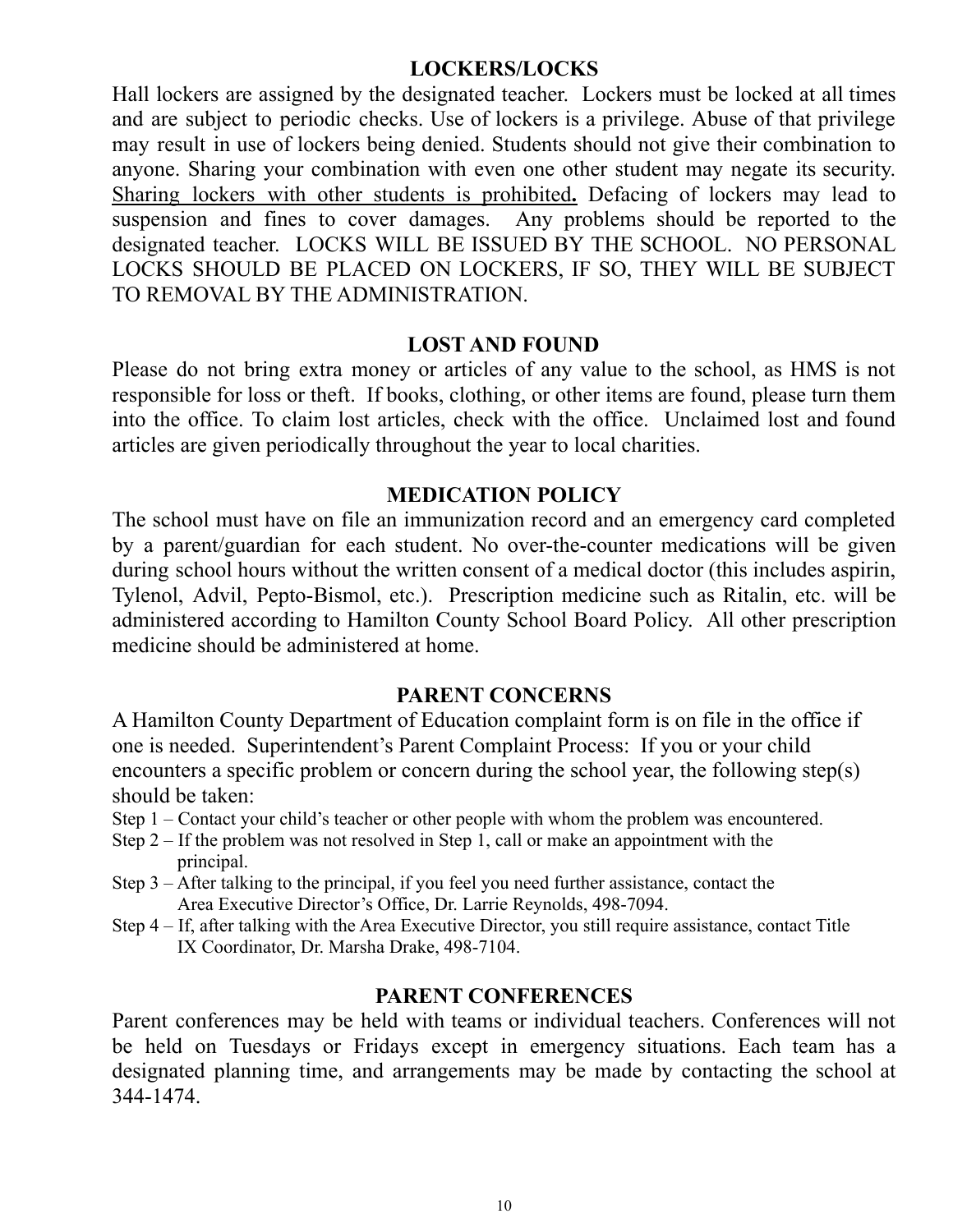## LOCKERS/LOCKS

Hall lockers are assigned by the designated teacher. Lockers must be locked at all times and are subject to periodic checks. Use of lockers is a privilege. Abuse of that privilege may result in use of lockers being denied. Students should not give their combination to anyone. Sharing your combination with even one other student may negate its security. **Sharing lockers with other students is prohibited.** Defacing of lockers may lead to suspension and fines to cover damages. Any problems should be reported to the designated teacher. LOCKS WILL BE ISSUED BY THE SCHOOL. NO PERSONAL LOCKS SHOULD BE PLACED ON LOCKERS, IF SO, THEY WILL BE SUBJECT TO REMOVAL BY THE ADMINISTRATION.

## LOST AND FOUND

Please do not bring extra money or articles of any value to the school, as HMS is not responsible for loss or theft. If books, clothing, or other items are found, please turn them into the office. To claim lost articles, check with the office. Unclaimed lost and found articles are given periodically throughout the year to local charities.

## MEDICATION POLICY

The school must have on file an immunization record and an emergency card completed by a parent/guardian for each student. No over-the-counter medications will be given during school hours without the written consent of a medical doctor (this includes aspirin, Tylenol, Advil, Pepto-Bismol, etc.). Prescription medicine such as Ritalin, etc. will be administered according to Hamilton County School Board Policy. All other prescription medicine should be administered at home.

## PARENT CONCERNS

A Hamilton County Department of Education complaint form is on file in the office if one is needed. Superintendent's Parent Complaint Process: If you or your child encounters a specific problem or concern during the school year, the following step(s) should be taken:

Step 1 – Contact your child's teacher or other people with whom the problem was encountered.

Step 2 – If the problem was not resolved in Step 1, call or make an appointment with the principal.

Step 3 – After talking to the principal, if you feel you need further assistance, contact the Area Executive Director's Office, Dr. Larrie Reynolds, 498-7094.

Step 4 – If, after talking with the Area Executive Director, you still require assistance, contact Title IX Coordinator, Dr. Marsha Drake, 498-7104.

## PARENT CONFERENCES

Parent conferences may be held with teams or individual teachers. Conferences will not be held on Tuesdays or Fridays except in emergency situations. Each team has a designated planning time, and arrangements may be made by contacting the school at 344-1474.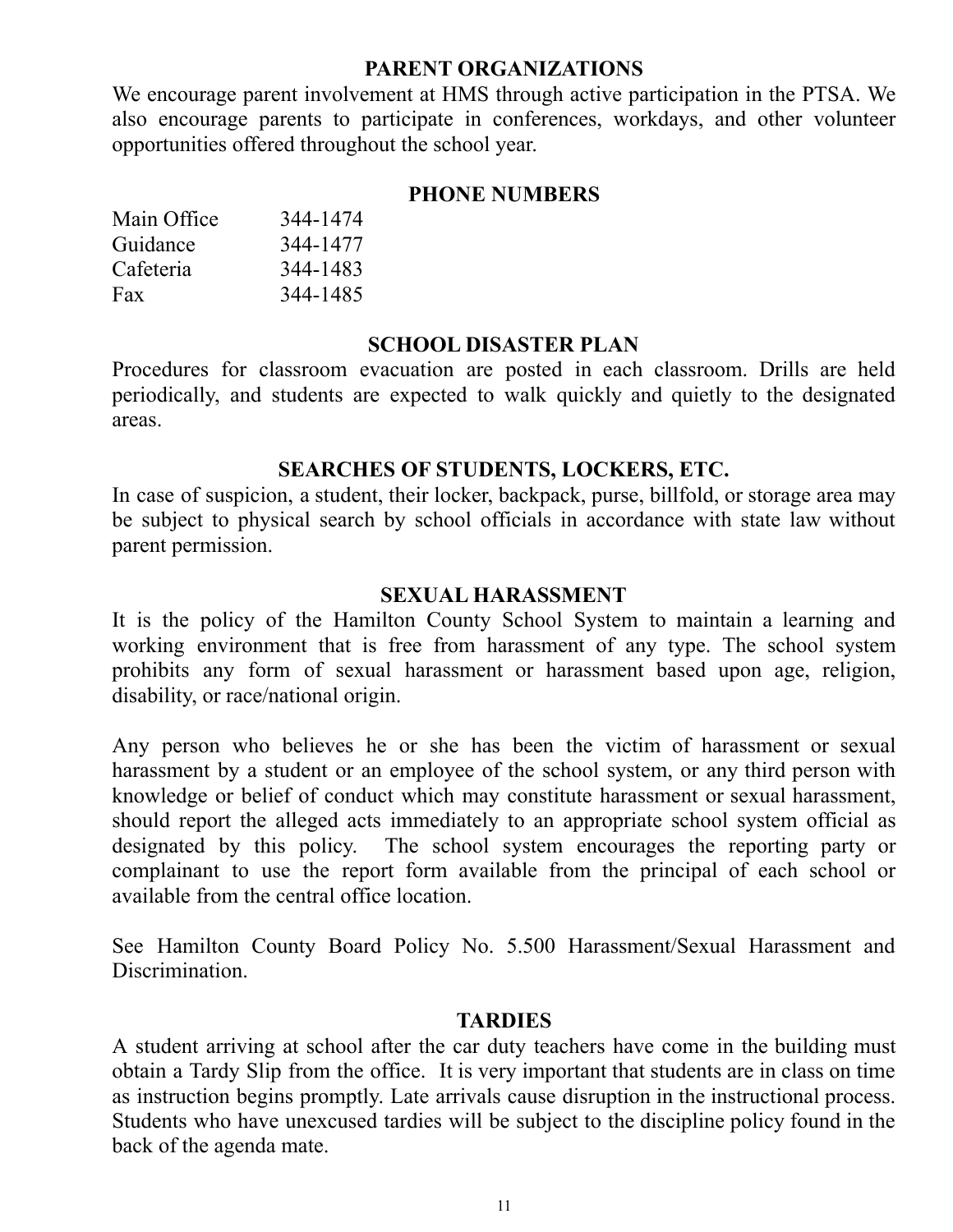## PARENT ORGANIZATIONS

We encourage parent involvement at HMS through active participation in the PTSA. We also encourage parents to participate in conferences, workdays, and other volunteer opportunities offered throughout the school year.

## PHONE NUMBERS

| | |
|---|---|
| Main Office | 344-1474 |
| Guidance | 344-1477 |
| Cafeteria | 344-1483 |
| Fax | 344-1485 |

## SCHOOL DISASTER PLAN

Procedures for classroom evacuation are posted in each classroom. Drills are held periodically, and students are expected to walk quickly and quietly to the designated areas.

## SEARCHES OF STUDENTS, LOCKERS, ETC.

In case of suspicion, a student, their locker, backpack, purse, billfold, or storage area may be subject to physical search by school officials in accordance with state law without parent permission.

## SEXUAL HARASSMENT

It is the policy of the Hamilton County School System to maintain a learning and working environment that is free from harassment of any type. The school system prohibits any form of sexual harassment or harassment based upon age, religion, disability, or race/national origin.

Any person who believes he or she has been the victim of harassment or sexual harassment by a student or an employee of the school system, or any third person with knowledge or belief of conduct which may constitute harassment or sexual harassment, should report the alleged acts immediately to an appropriate school system official as designated by this policy. The school system encourages the reporting party or complainant to use the report form available from the principal of each school or available from the central office location.

See Hamilton County Board Policy No. 5.500 Harassment/Sexual Harassment and Discrimination.

## TARDIES

A student arriving at school after the car duty teachers have come in the building must obtain a Tardy Slip from the office. It is very important that students are in class on time as instruction begins promptly. Late arrivals cause disruption in the instructional process. Students who have unexcused tardies will be subject to the discipline policy found in the back of the agenda mate.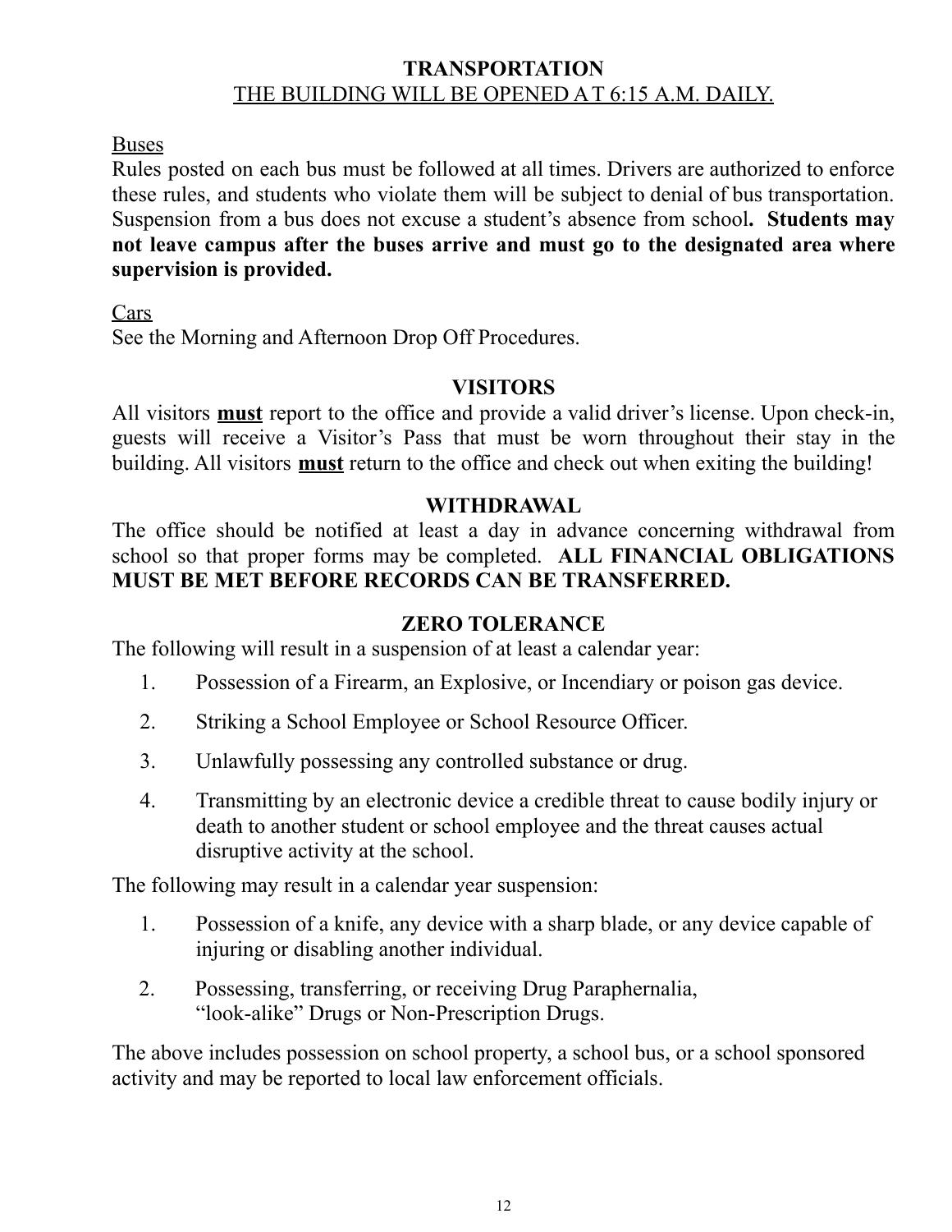## TRANSPORTATION

THE BUILDING WILL BE OPENED AT 6:15 A.M. DAILY.

Buses

Rules posted on each bus must be followed at all times. Drivers are authorized to enforce these rules, and students who violate them will be subject to denial of bus transportation. Suspension from a bus does not excuse a student's absence from school**. Students may not leave campus after the buses arrive and must go to the designated area where supervision is provided.**

Cars

See the Morning and Afternoon Drop Off Procedures.

## VISITORS

All visitors **must** report to the office and provide a valid driver's license. Upon check-in, guests will receive a Visitor's Pass that must be worn throughout their stay in the building. All visitors **must** return to the office and check out when exiting the building!

## WITHDRAWAL

The office should be notified at least a day in advance concerning withdrawal from school so that proper forms may be completed. **ALL FINANCIAL OBLIGATIONS MUST BE MET BEFORE RECORDS CAN BE TRANSFERRED.**

## ZERO TOLERANCE

The following will result in a suspension of at least a calendar year:

1. Possession of a Firearm, an Explosive, or Incendiary or poison gas device.
2. Striking a School Employee or School Resource Officer.
3. Unlawfully possessing any controlled substance or drug.
4. Transmitting by an electronic device a credible threat to cause bodily injury or death to another student or school employee and the threat causes actual disruptive activity at the school.

The following may result in a calendar year suspension:

1. Possession of a knife, any device with a sharp blade, or any device capable of injuring or disabling another individual.
2. Possessing, transferring, or receiving Drug Paraphernalia, "look-alike" Drugs or Non-Prescription Drugs.

The above includes possession on school property, a school bus, or a school sponsored activity and may be reported to local law enforcement officials.